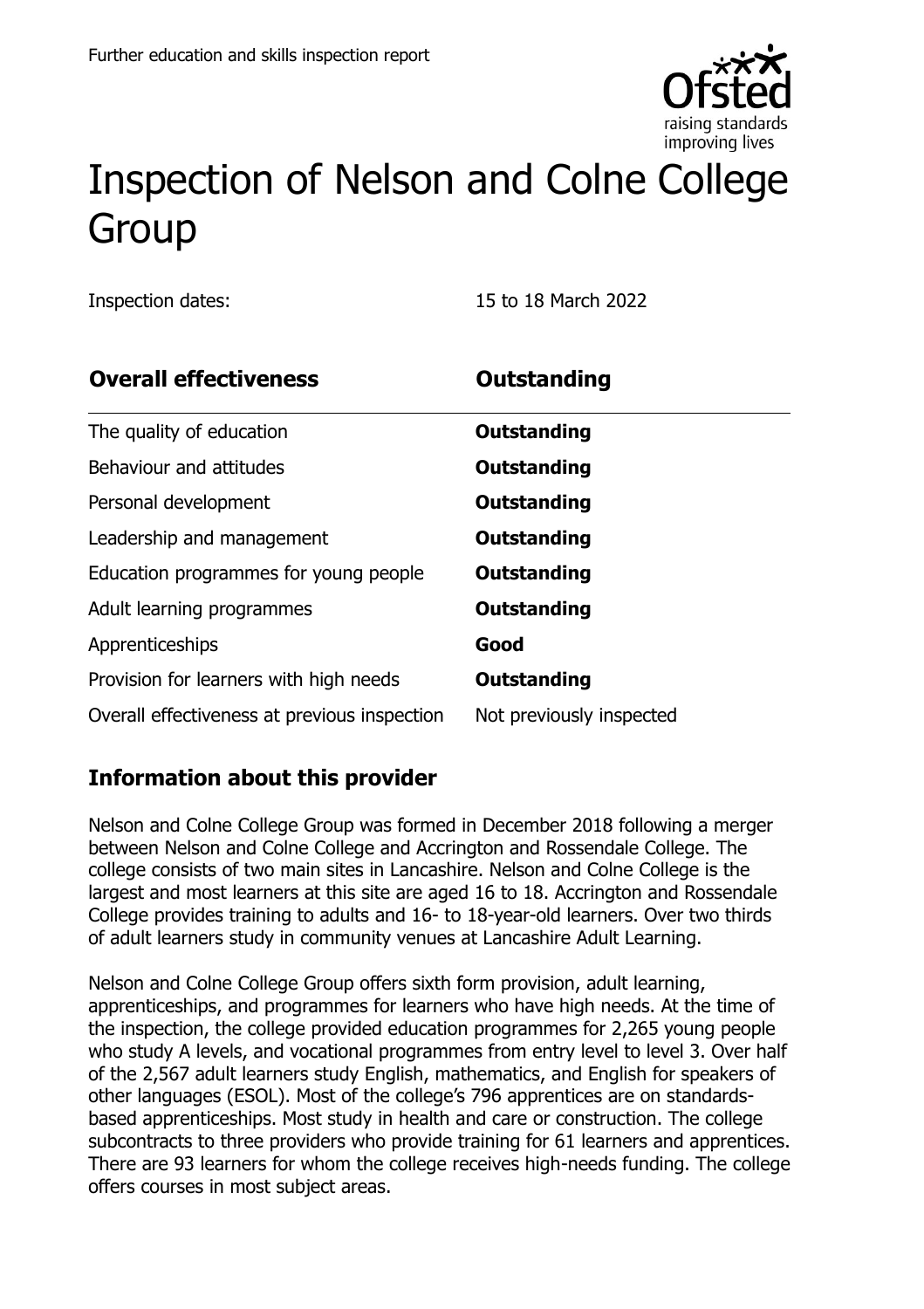Further education and skills inspection report

# Inspection of Nelson and Colne College Group

Inspection dates: 15 to 18 March 2022

| | |
|---|---|
| **Overall effectiveness** | **Outstanding** |
| The quality of education | **Outstanding** |
| Behaviour and attitudes | **Outstanding** |
| Personal development | **Outstanding** |
| Leadership and management | **Outstanding** |
| Education programmes for young people | **Outstanding** |
| Adult learning programmes | **Outstanding** |
| Apprenticeships | **Good** |
| Provision for learners with high needs | **Outstanding** |
| Overall effectiveness at previous inspection | Not previously inspected |

## Information about this provider

Nelson and Colne College Group was formed in December 2018 following a merger between Nelson and Colne College and Accrington and Rossendale College. The college consists of two main sites in Lancashire. Nelson and Colne College is the largest and most learners at this site are aged 16 to 18. Accrington and Rossendale College provides training to adults and 16- to 18-year-old learners. Over two thirds of adult learners study in community venues at Lancashire Adult Learning.

Nelson and Colne College Group offers sixth form provision, adult learning, apprenticeships, and programmes for learners who have high needs. At the time of the inspection, the college provided education programmes for 2,265 young people who study A levels, and vocational programmes from entry level to level 3. Over half of the 2,567 adult learners study English, mathematics, and English for speakers of other languages (ESOL). Most of the college's 796 apprentices are on standards-based apprenticeships. Most study in health and care or construction. The college subcontracts to three providers who provide training for 61 learners and apprentices. There are 93 learners for whom the college receives high-needs funding. The college offers courses in most subject areas.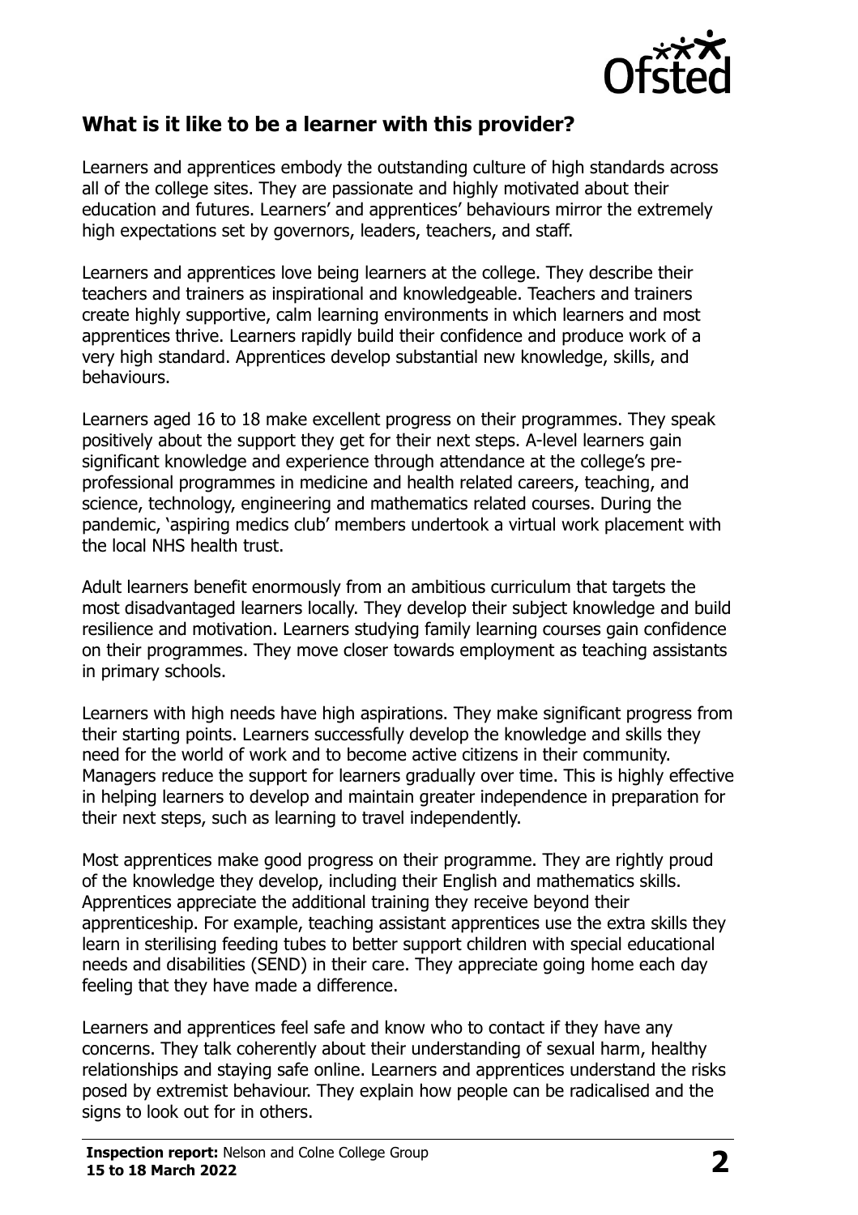## What is it like to be a learner with this provider?

Learners and apprentices embody the outstanding culture of high standards across all of the college sites. They are passionate and highly motivated about their education and futures. Learners' and apprentices' behaviours mirror the extremely high expectations set by governors, leaders, teachers, and staff.

Learners and apprentices love being learners at the college. They describe their teachers and trainers as inspirational and knowledgeable. Teachers and trainers create highly supportive, calm learning environments in which learners and most apprentices thrive. Learners rapidly build their confidence and produce work of a very high standard. Apprentices develop substantial new knowledge, skills, and behaviours.

Learners aged 16 to 18 make excellent progress on their programmes. They speak positively about the support they get for their next steps. A-level learners gain significant knowledge and experience through attendance at the college's pre-professional programmes in medicine and health related careers, teaching, and science, technology, engineering and mathematics related courses. During the pandemic, 'aspiring medics club' members undertook a virtual work placement with the local NHS health trust.

Adult learners benefit enormously from an ambitious curriculum that targets the most disadvantaged learners locally. They develop their subject knowledge and build resilience and motivation. Learners studying family learning courses gain confidence on their programmes. They move closer towards employment as teaching assistants in primary schools.

Learners with high needs have high aspirations. They make significant progress from their starting points. Learners successfully develop the knowledge and skills they need for the world of work and to become active citizens in their community. Managers reduce the support for learners gradually over time. This is highly effective in helping learners to develop and maintain greater independence in preparation for their next steps, such as learning to travel independently.

Most apprentices make good progress on their programme. They are rightly proud of the knowledge they develop, including their English and mathematics skills. Apprentices appreciate the additional training they receive beyond their apprenticeship. For example, teaching assistant apprentices use the extra skills they learn in sterilising feeding tubes to better support children with special educational needs and disabilities (SEND) in their care. They appreciate going home each day feeling that they have made a difference.

Learners and apprentices feel safe and know who to contact if they have any concerns. They talk coherently about their understanding of sexual harm, healthy relationships and staying safe online. Learners and apprentices understand the risks posed by extremist behaviour. They explain how people can be radicalised and the signs to look out for in others.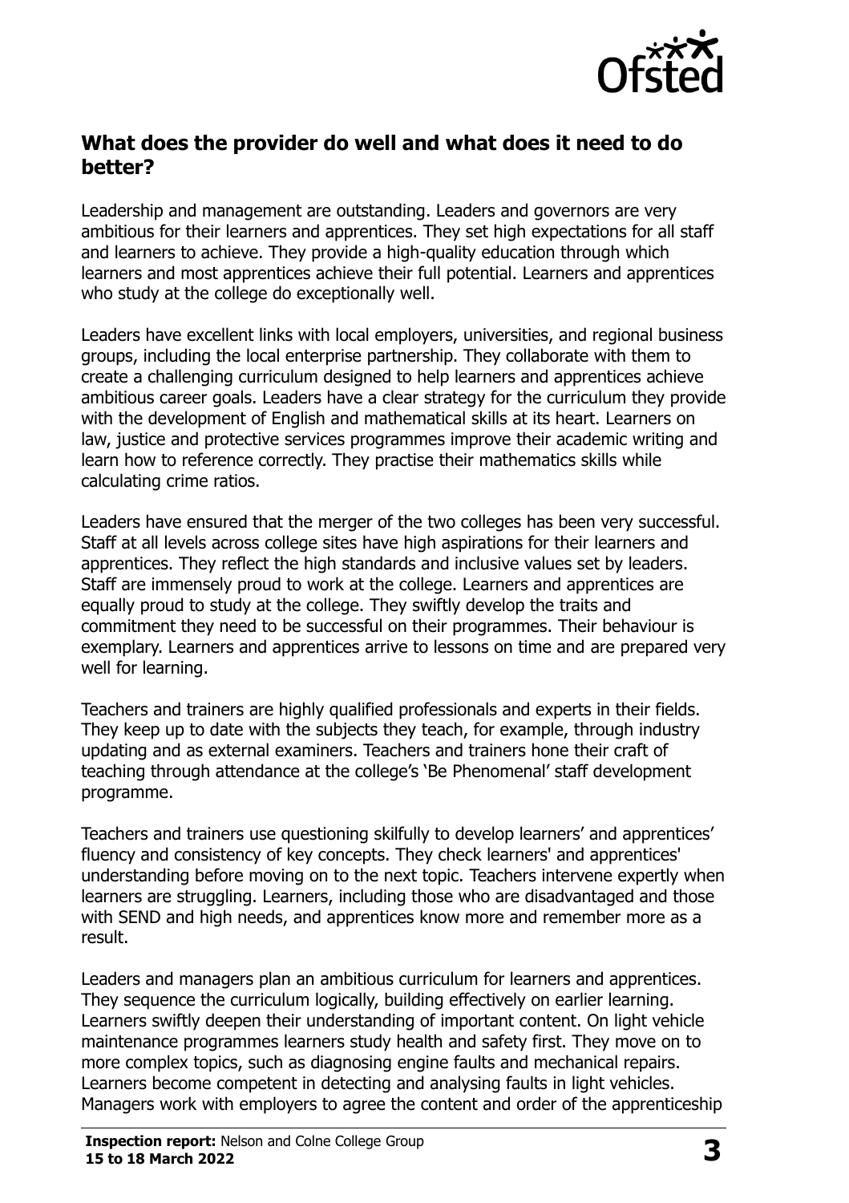## What does the provider do well and what does it need to do better?

Leadership and management are outstanding. Leaders and governors are very ambitious for their learners and apprentices. They set high expectations for all staff and learners to achieve. They provide a high-quality education through which learners and most apprentices achieve their full potential. Learners and apprentices who study at the college do exceptionally well.

Leaders have excellent links with local employers, universities, and regional business groups, including the local enterprise partnership. They collaborate with them to create a challenging curriculum designed to help learners and apprentices achieve ambitious career goals. Leaders have a clear strategy for the curriculum they provide with the development of English and mathematical skills at its heart. Learners on law, justice and protective services programmes improve their academic writing and learn how to reference correctly. They practise their mathematics skills while calculating crime ratios.

Leaders have ensured that the merger of the two colleges has been very successful. Staff at all levels across college sites have high aspirations for their learners and apprentices. They reflect the high standards and inclusive values set by leaders. Staff are immensely proud to work at the college. Learners and apprentices are equally proud to study at the college. They swiftly develop the traits and commitment they need to be successful on their programmes. Their behaviour is exemplary. Learners and apprentices arrive to lessons on time and are prepared very well for learning.

Teachers and trainers are highly qualified professionals and experts in their fields. They keep up to date with the subjects they teach, for example, through industry updating and as external examiners. Teachers and trainers hone their craft of teaching through attendance at the college's 'Be Phenomenal' staff development programme.

Teachers and trainers use questioning skilfully to develop learners' and apprentices' fluency and consistency of key concepts. They check learners' and apprentices' understanding before moving on to the next topic. Teachers intervene expertly when learners are struggling. Learners, including those who are disadvantaged and those with SEND and high needs, and apprentices know more and remember more as a result.

Leaders and managers plan an ambitious curriculum for learners and apprentices. They sequence the curriculum logically, building effectively on earlier learning. Learners swiftly deepen their understanding of important content. On light vehicle maintenance programmes learners study health and safety first. They move on to more complex topics, such as diagnosing engine faults and mechanical repairs. Learners become competent in detecting and analysing faults in light vehicles. Managers work with employers to agree the content and order of the apprenticeship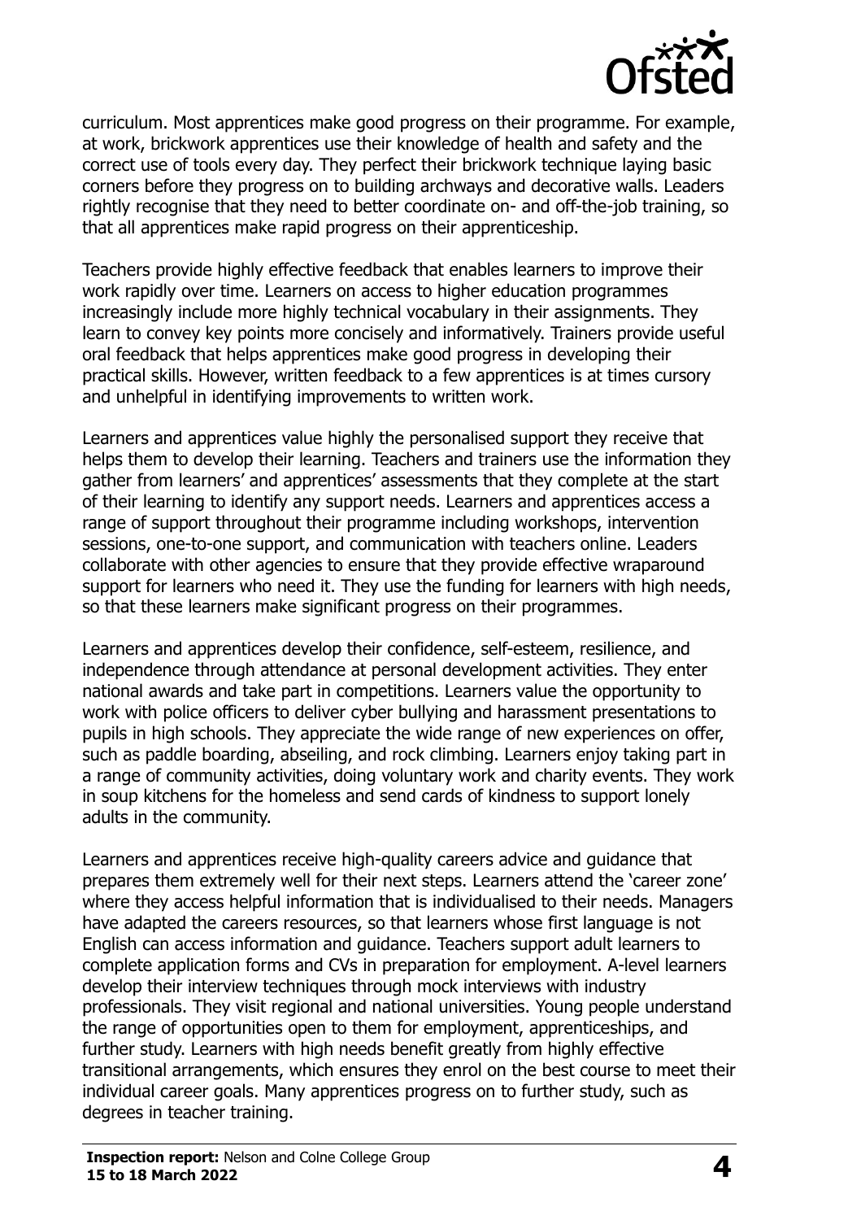curriculum. Most apprentices make good progress on their programme. For example, at work, brickwork apprentices use their knowledge of health and safety and the correct use of tools every day. They perfect their brickwork technique laying basic corners before they progress on to building archways and decorative walls. Leaders rightly recognise that they need to better coordinate on- and off-the-job training, so that all apprentices make rapid progress on their apprenticeship.

Teachers provide highly effective feedback that enables learners to improve their work rapidly over time. Learners on access to higher education programmes increasingly include more highly technical vocabulary in their assignments. They learn to convey key points more concisely and informatively. Trainers provide useful oral feedback that helps apprentices make good progress in developing their practical skills. However, written feedback to a few apprentices is at times cursory and unhelpful in identifying improvements to written work.

Learners and apprentices value highly the personalised support they receive that helps them to develop their learning. Teachers and trainers use the information they gather from learners' and apprentices' assessments that they complete at the start of their learning to identify any support needs. Learners and apprentices access a range of support throughout their programme including workshops, intervention sessions, one-to-one support, and communication with teachers online. Leaders collaborate with other agencies to ensure that they provide effective wraparound support for learners who need it. They use the funding for learners with high needs, so that these learners make significant progress on their programmes.

Learners and apprentices develop their confidence, self-esteem, resilience, and independence through attendance at personal development activities. They enter national awards and take part in competitions. Learners value the opportunity to work with police officers to deliver cyber bullying and harassment presentations to pupils in high schools. They appreciate the wide range of new experiences on offer, such as paddle boarding, abseiling, and rock climbing. Learners enjoy taking part in a range of community activities, doing voluntary work and charity events. They work in soup kitchens for the homeless and send cards of kindness to support lonely adults in the community.

Learners and apprentices receive high-quality careers advice and guidance that prepares them extremely well for their next steps. Learners attend the 'career zone' where they access helpful information that is individualised to their needs. Managers have adapted the careers resources, so that learners whose first language is not English can access information and guidance. Teachers support adult learners to complete application forms and CVs in preparation for employment. A-level learners develop their interview techniques through mock interviews with industry professionals. They visit regional and national universities. Young people understand the range of opportunities open to them for employment, apprenticeships, and further study. Learners with high needs benefit greatly from highly effective transitional arrangements, which ensures they enrol on the best course to meet their individual career goals. Many apprentices progress on to further study, such as degrees in teacher training.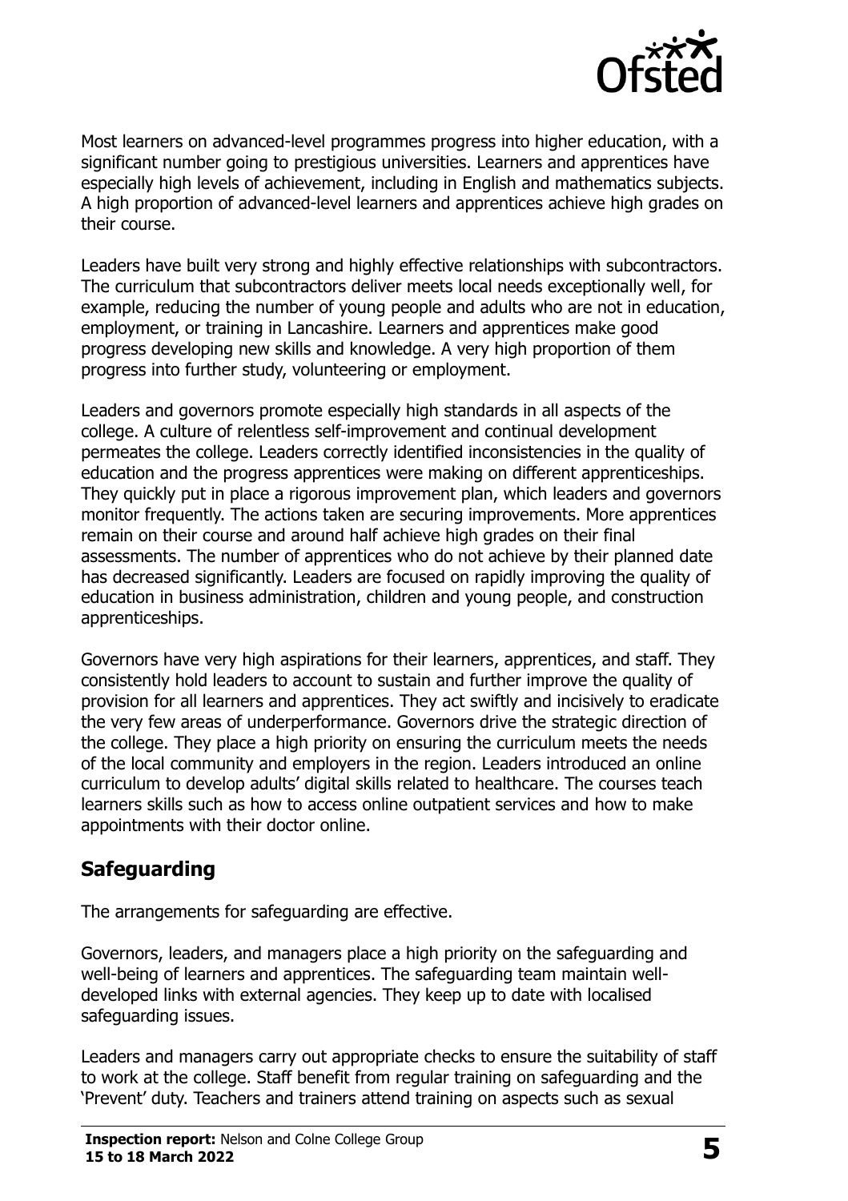Most learners on advanced-level programmes progress into higher education, with a significant number going to prestigious universities. Learners and apprentices have especially high levels of achievement, including in English and mathematics subjects. A high proportion of advanced-level learners and apprentices achieve high grades on their course.

Leaders have built very strong and highly effective relationships with subcontractors. The curriculum that subcontractors deliver meets local needs exceptionally well, for example, reducing the number of young people and adults who are not in education, employment, or training in Lancashire. Learners and apprentices make good progress developing new skills and knowledge. A very high proportion of them progress into further study, volunteering or employment.

Leaders and governors promote especially high standards in all aspects of the college. A culture of relentless self-improvement and continual development permeates the college. Leaders correctly identified inconsistencies in the quality of education and the progress apprentices were making on different apprenticeships. They quickly put in place a rigorous improvement plan, which leaders and governors monitor frequently. The actions taken are securing improvements. More apprentices remain on their course and around half achieve high grades on their final assessments. The number of apprentices who do not achieve by their planned date has decreased significantly. Leaders are focused on rapidly improving the quality of education in business administration, children and young people, and construction apprenticeships.

Governors have very high aspirations for their learners, apprentices, and staff. They consistently hold leaders to account to sustain and further improve the quality of provision for all learners and apprentices. They act swiftly and incisively to eradicate the very few areas of underperformance. Governors drive the strategic direction of the college. They place a high priority on ensuring the curriculum meets the needs of the local community and employers in the region. Leaders introduced an online curriculum to develop adults' digital skills related to healthcare. The courses teach learners skills such as how to access online outpatient services and how to make appointments with their doctor online.

## Safeguarding

The arrangements for safeguarding are effective.

Governors, leaders, and managers place a high priority on the safeguarding and well-being of learners and apprentices. The safeguarding team maintain well-developed links with external agencies. They keep up to date with localised safeguarding issues.

Leaders and managers carry out appropriate checks to ensure the suitability of staff to work at the college. Staff benefit from regular training on safeguarding and the 'Prevent' duty. Teachers and trainers attend training on aspects such as sexual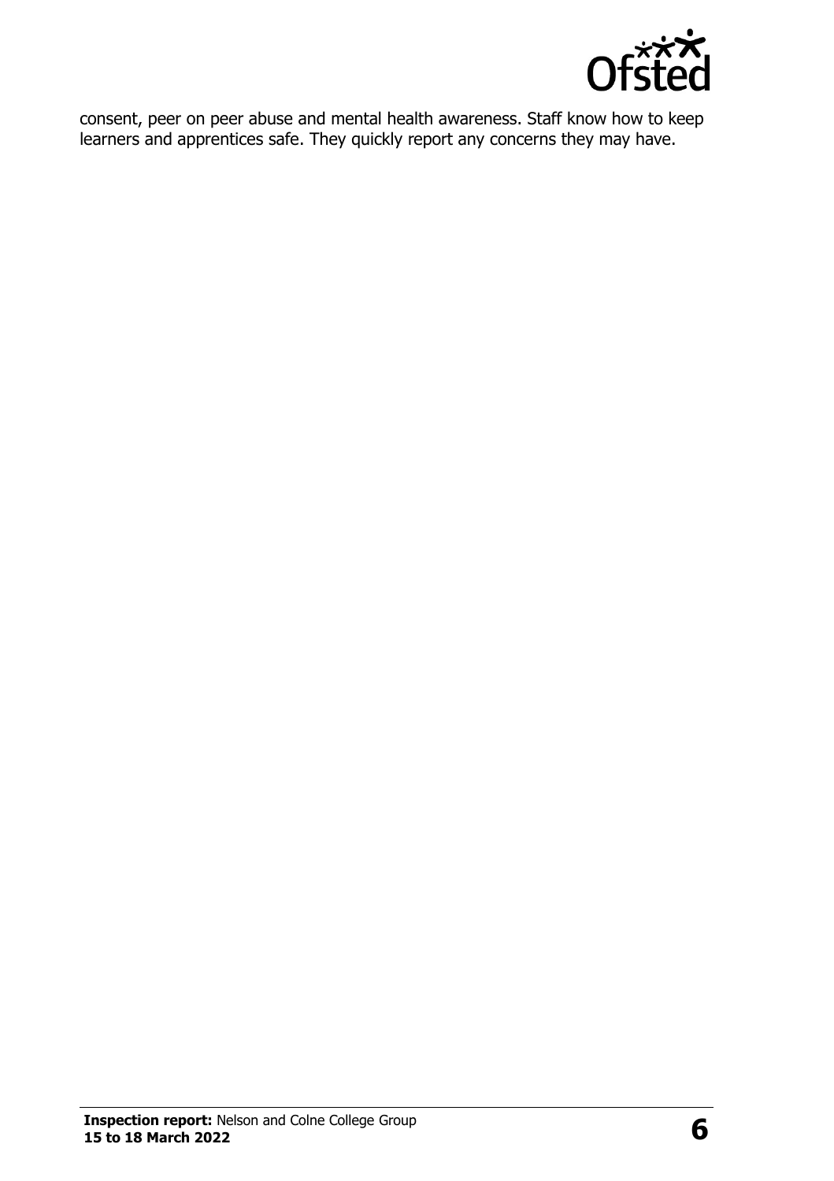consent, peer on peer abuse and mental health awareness. Staff know how to keep learners and apprentices safe. They quickly report any concerns they may have.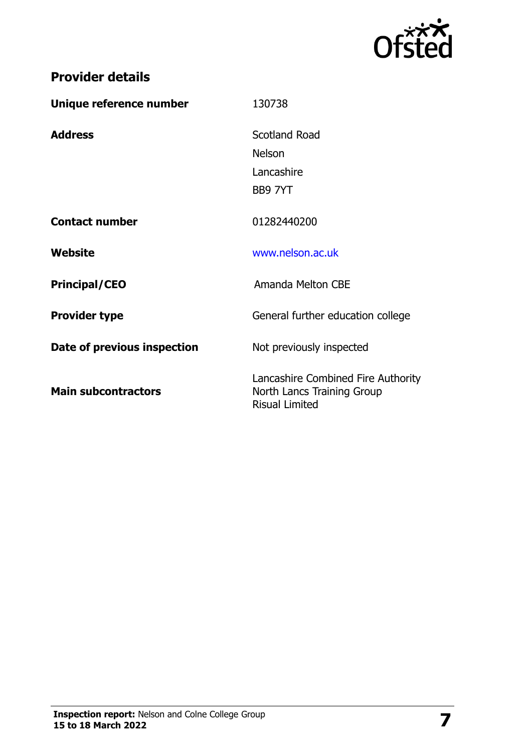## Provider details

| | |
|---|---|
| **Unique reference number** | 130738 |
| **Address** | Scotland Road<br>Nelson<br>Lancashire<br>BB9 7YT |
| **Contact number** | 01282440200 |
| **Website** | www.nelson.ac.uk |
| **Principal/CEO** | Amanda Melton CBE |
| **Provider type** | General further education college |
| **Date of previous inspection** | Not previously inspected |
| **Main subcontractors** | Lancashire Combined Fire Authority<br>North Lancs Training Group<br>Risual Limited |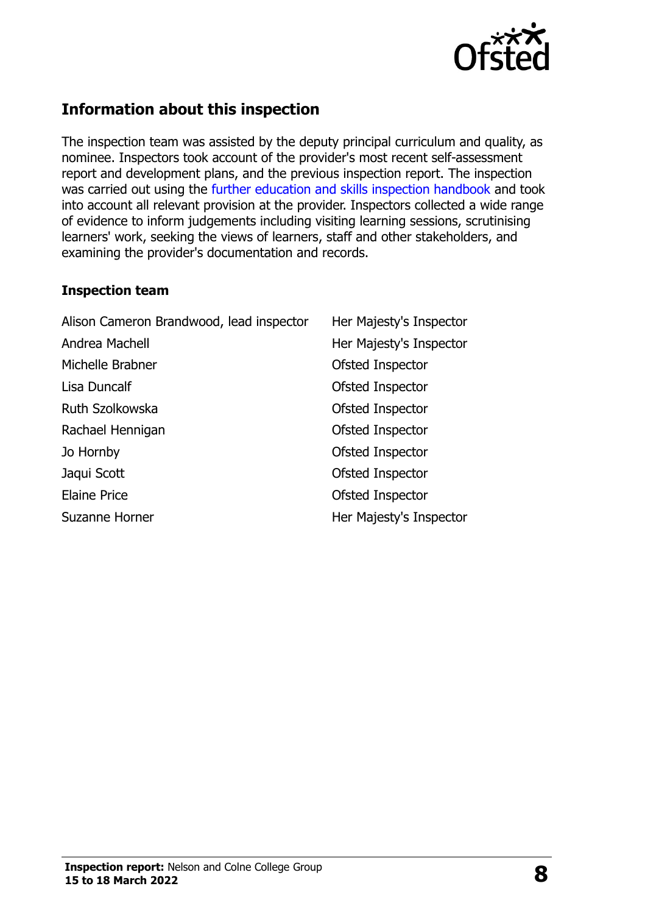## Information about this inspection

The inspection team was assisted by the deputy principal curriculum and quality, as nominee. Inspectors took account of the provider's most recent self-assessment report and development plans, and the previous inspection report. The inspection was carried out using the further education and skills inspection handbook and took into account all relevant provision at the provider. Inspectors collected a wide range of evidence to inform judgements including visiting learning sessions, scrutinising learners' work, seeking the views of learners, staff and other stakeholders, and examining the provider's documentation and records.

### Inspection team

| | |
|---|---|
| Alison Cameron Brandwood, lead inspector | Her Majesty's Inspector |
| Andrea Machell | Her Majesty's Inspector |
| Michelle Brabner | Ofsted Inspector |
| Lisa Duncalf | Ofsted Inspector |
| Ruth Szolkowska | Ofsted Inspector |
| Rachael Hennigan | Ofsted Inspector |
| Jo Hornby | Ofsted Inspector |
| Jaqui Scott | Ofsted Inspector |
| Elaine Price | Ofsted Inspector |
| Suzanne Horner | Her Majesty's Inspector |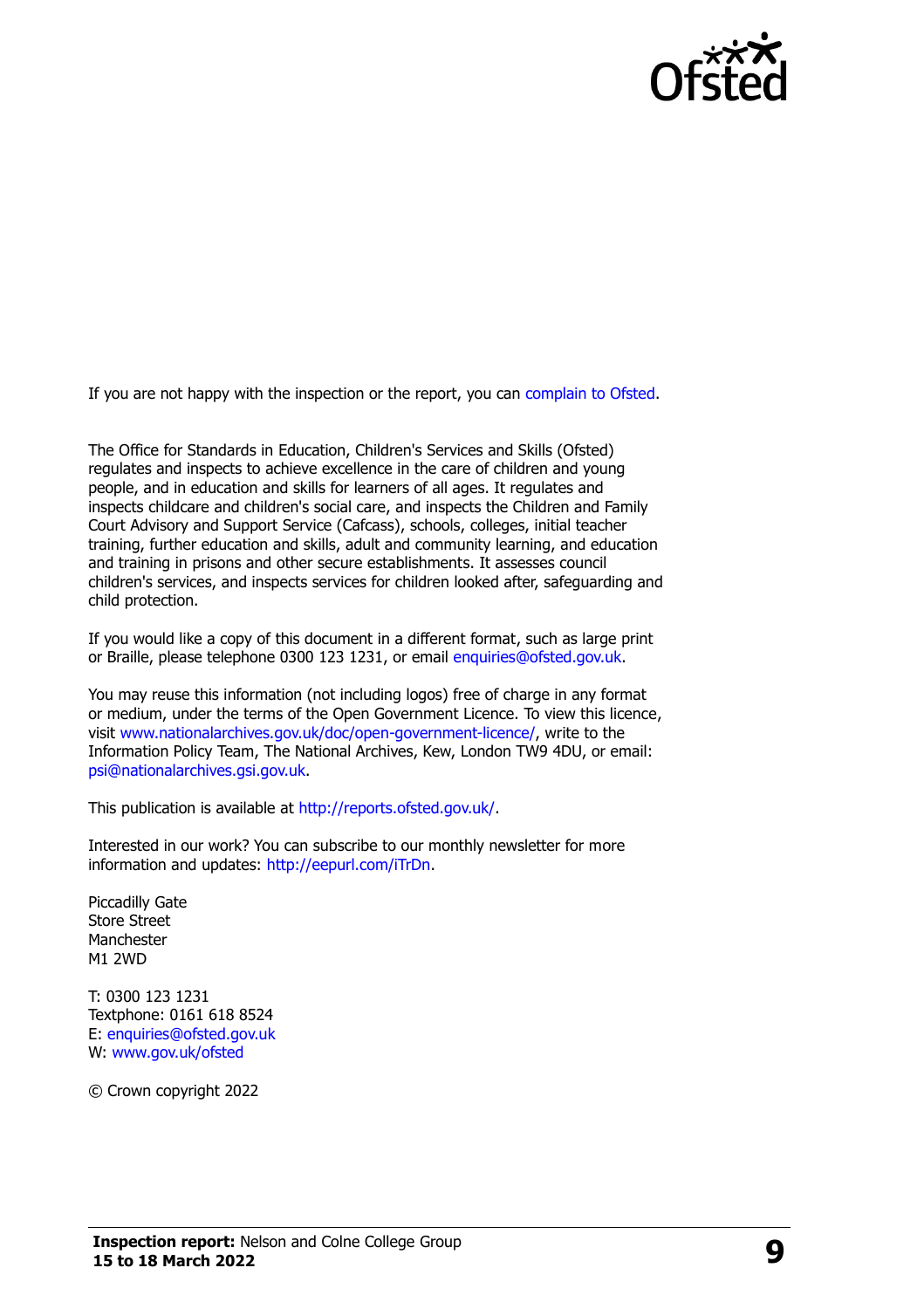If you are not happy with the inspection or the report, you can complain to Ofsted.

The Office for Standards in Education, Children's Services and Skills (Ofsted) regulates and inspects to achieve excellence in the care of children and young people, and in education and skills for learners of all ages. It regulates and inspects childcare and children's social care, and inspects the Children and Family Court Advisory and Support Service (Cafcass), schools, colleges, initial teacher training, further education and skills, adult and community learning, and education and training in prisons and other secure establishments. It assesses council children's services, and inspects services for children looked after, safeguarding and child protection.

If you would like a copy of this document in a different format, such as large print or Braille, please telephone 0300 123 1231, or email enquiries@ofsted.gov.uk.

You may reuse this information (not including logos) free of charge in any format or medium, under the terms of the Open Government Licence. To view this licence, visit www.nationalarchives.gov.uk/doc/open-government-licence/, write to the Information Policy Team, The National Archives, Kew, London TW9 4DU, or email: psi@nationalarchives.gsi.gov.uk.

This publication is available at http://reports.ofsted.gov.uk/.

Interested in our work? You can subscribe to our monthly newsletter for more information and updates: http://eepurl.com/iTrDn.

Piccadilly Gate
Store Street
Manchester
M1 2WD

T: 0300 123 1231
Textphone: 0161 618 8524
E: enquiries@ofsted.gov.uk
W: www.gov.uk/ofsted

© Crown copyright 2022